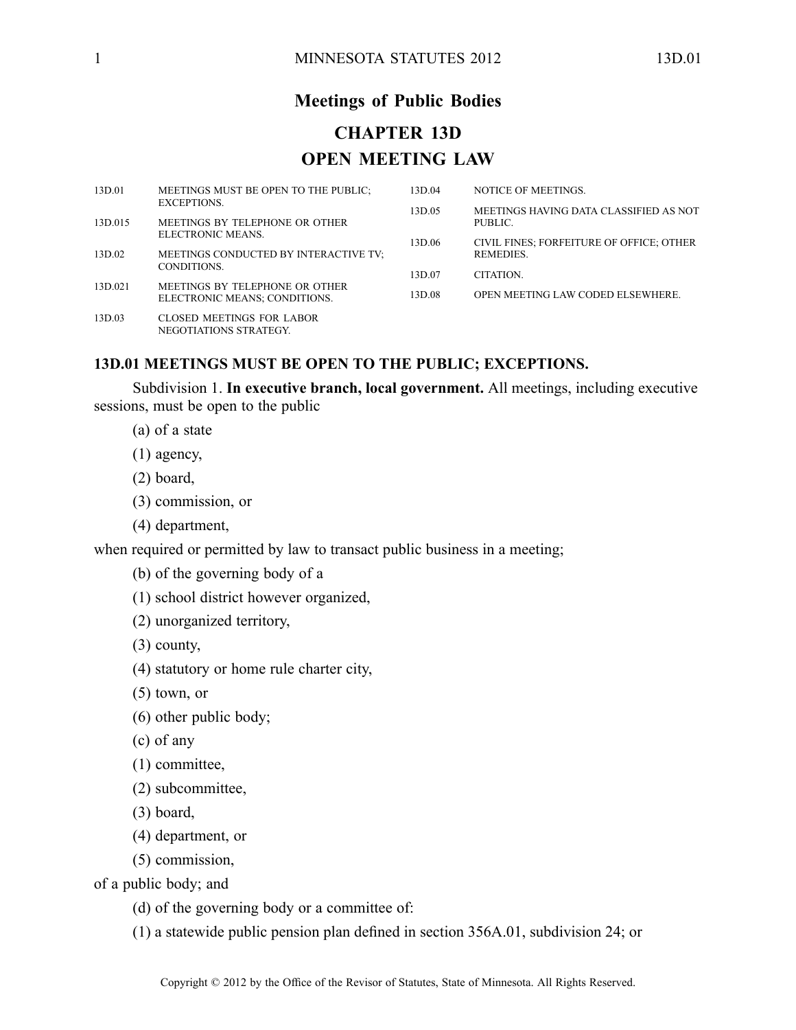# Meetings of Public Bodies

# CHAPTER 13D

# OPEN MEETING LAW

| | | | |
|---|---|---|---|
| 13D.01 | MEETINGS MUST BE OPEN TO THE PUBLIC; EXCEPTIONS. | 13D.04 | NOTICE OF MEETINGS. |
| 13D.015 | MEETINGS BY TELEPHONE OR OTHER ELECTRONIC MEANS. | 13D.05 | MEETINGS HAVING DATA CLASSIFIED AS NOT PUBLIC. |
| 13D.02 | MEETINGS CONDUCTED BY INTERACTIVE TV; CONDITIONS. | 13D.06 | CIVIL FINES; FORFEITURE OF OFFICE; OTHER REMEDIES. |
| 13D.021 | MEETINGS BY TELEPHONE OR OTHER ELECTRONIC MEANS; CONDITIONS. | 13D.07 | CITATION. |
| 13D.03 | CLOSED MEETINGS FOR LABOR NEGOTIATIONS STRATEGY. | 13D.08 | OPEN MEETING LAW CODED ELSEWHERE. |

## 13D.01 MEETINGS MUST BE OPEN TO THE PUBLIC; EXCEPTIONS.

Subdivision 1. **In executive branch, local government.** All meetings, including executive sessions, must be open to the public

(a) of a state

(1) agency,

(2) board,

(3) commission, or

(4) department,

when required or permitted by law to transact public business in a meeting;

(b) of the governing body of a

(1) school district however organized,

(2) unorganized territory,

(3) county,

(4) statutory or home rule charter city,

(5) town, or

(6) other public body;

(c) of any

(1) committee,

(2) subcommittee,

(3) board,

(4) department, or

(5) commission,

of a public body; and

(d) of the governing body or a committee of:

(1) a statewide public pension plan defined in section 356A.01, subdivision 24; or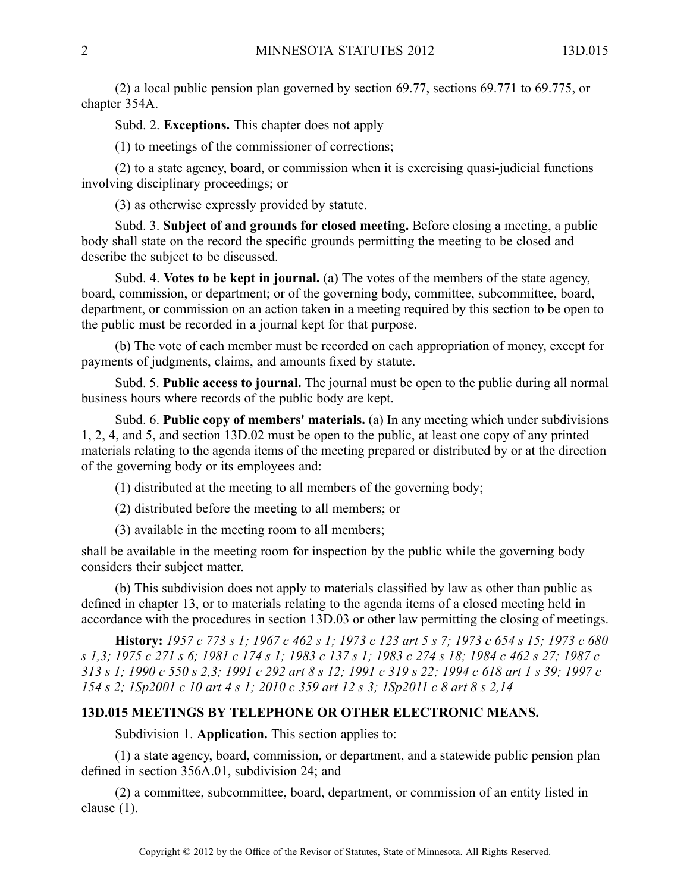(2) a local public pension plan governed by section 69.77, sections 69.771 to 69.775, or chapter 354A.

Subd. 2. **Exceptions.** This chapter does not apply

(1) to meetings of the commissioner of corrections;

(2) to a state agency, board, or commission when it is exercising quasi-judicial functions involving disciplinary proceedings; or

(3) as otherwise expressly provided by statute.

Subd. 3. **Subject of and grounds for closed meeting.** Before closing a meeting, a public body shall state on the record the specific grounds permitting the meeting to be closed and describe the subject to be discussed.

Subd. 4. **Votes to be kept in journal.** (a) The votes of the members of the state agency, board, commission, or department; or of the governing body, committee, subcommittee, board, department, or commission on an action taken in a meeting required by this section to be open to the public must be recorded in a journal kept for that purpose.

(b) The vote of each member must be recorded on each appropriation of money, except for payments of judgments, claims, and amounts fixed by statute.

Subd. 5. **Public access to journal.** The journal must be open to the public during all normal business hours where records of the public body are kept.

Subd. 6. **Public copy of members' materials.** (a) In any meeting which under subdivisions 1, 2, 4, and 5, and section 13D.02 must be open to the public, at least one copy of any printed materials relating to the agenda items of the meeting prepared or distributed by or at the direction of the governing body or its employees and:

(1) distributed at the meeting to all members of the governing body;

(2) distributed before the meeting to all members; or

(3) available in the meeting room to all members;

shall be available in the meeting room for inspection by the public while the governing body considers their subject matter.

(b) This subdivision does not apply to materials classified by law as other than public as defined in chapter 13, or to materials relating to the agenda items of a closed meeting held in accordance with the procedures in section 13D.03 or other law permitting the closing of meetings.

**History:** *1957 c 773 s 1; 1967 c 462 s 1; 1973 c 123 art 5 s 7; 1973 c 654 s 15; 1973 c 680 s 1,3; 1975 c 271 s 6; 1981 c 174 s 1; 1983 c 137 s 1; 1983 c 274 s 18; 1984 c 462 s 27; 1987 c 313 s 1; 1990 c 550 s 2,3; 1991 c 292 art 8 s 12; 1991 c 319 s 22; 1994 c 618 art 1 s 39; 1997 c 154 s 2; 1Sp2001 c 10 art 4 s 1; 2010 c 359 art 12 s 3; 1Sp2011 c 8 art 8 s 2,14*

## 13D.015 MEETINGS BY TELEPHONE OR OTHER ELECTRONIC MEANS.

Subdivision 1. **Application.** This section applies to:

(1) a state agency, board, commission, or department, and a statewide public pension plan defined in section 356A.01, subdivision 24; and

(2) a committee, subcommittee, board, department, or commission of an entity listed in clause (1).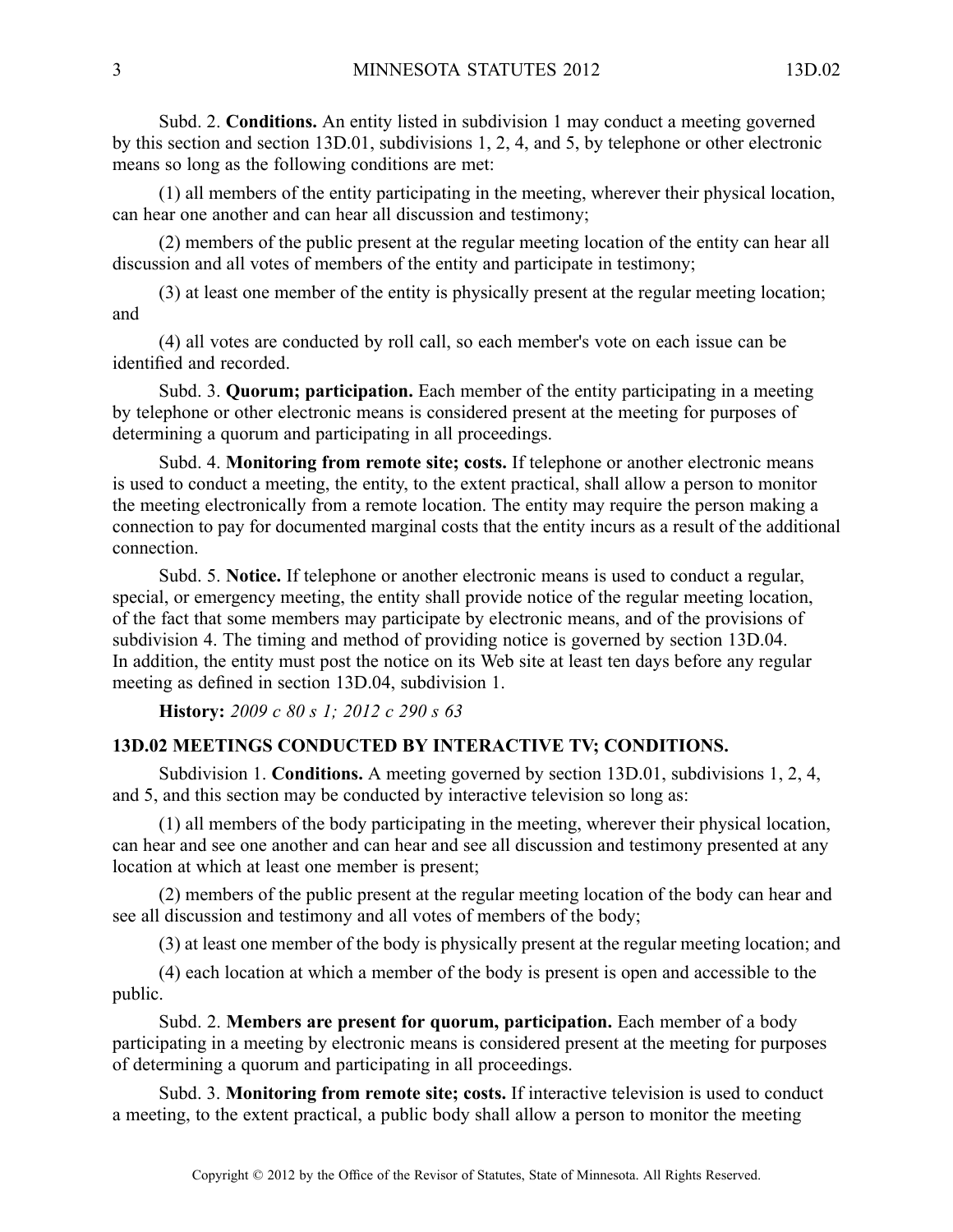Subd. 2. **Conditions.** An entity listed in subdivision 1 may conduct a meeting governed by this section and section 13D.01, subdivisions 1, 2, 4, and 5, by telephone or other electronic means so long as the following conditions are met:

(1) all members of the entity participating in the meeting, wherever their physical location, can hear one another and can hear all discussion and testimony;

(2) members of the public present at the regular meeting location of the entity can hear all discussion and all votes of members of the entity and participate in testimony;

(3) at least one member of the entity is physically present at the regular meeting location; and

(4) all votes are conducted by roll call, so each member's vote on each issue can be identified and recorded.

Subd. 3. **Quorum; participation.** Each member of the entity participating in a meeting by telephone or other electronic means is considered present at the meeting for purposes of determining a quorum and participating in all proceedings.

Subd. 4. **Monitoring from remote site; costs.** If telephone or another electronic means is used to conduct a meeting, the entity, to the extent practical, shall allow a person to monitor the meeting electronically from a remote location. The entity may require the person making a connection to pay for documented marginal costs that the entity incurs as a result of the additional connection.

Subd. 5. **Notice.** If telephone or another electronic means is used to conduct a regular, special, or emergency meeting, the entity shall provide notice of the regular meeting location, of the fact that some members may participate by electronic means, and of the provisions of subdivision 4. The timing and method of providing notice is governed by section 13D.04. In addition, the entity must post the notice on its Web site at least ten days before any regular meeting as defined in section 13D.04, subdivision 1.

**History:** *2009 c 80 s 1; 2012 c 290 s 63*

### 13D.02 MEETINGS CONDUCTED BY INTERACTIVE TV; CONDITIONS.

Subdivision 1. **Conditions.** A meeting governed by section 13D.01, subdivisions 1, 2, 4, and 5, and this section may be conducted by interactive television so long as:

(1) all members of the body participating in the meeting, wherever their physical location, can hear and see one another and can hear and see all discussion and testimony presented at any location at which at least one member is present;

(2) members of the public present at the regular meeting location of the body can hear and see all discussion and testimony and all votes of members of the body;

(3) at least one member of the body is physically present at the regular meeting location; and

(4) each location at which a member of the body is present is open and accessible to the public.

Subd. 2. **Members are present for quorum, participation.** Each member of a body participating in a meeting by electronic means is considered present at the meeting for purposes of determining a quorum and participating in all proceedings.

Subd. 3. **Monitoring from remote site; costs.** If interactive television is used to conduct a meeting, to the extent practical, a public body shall allow a person to monitor the meeting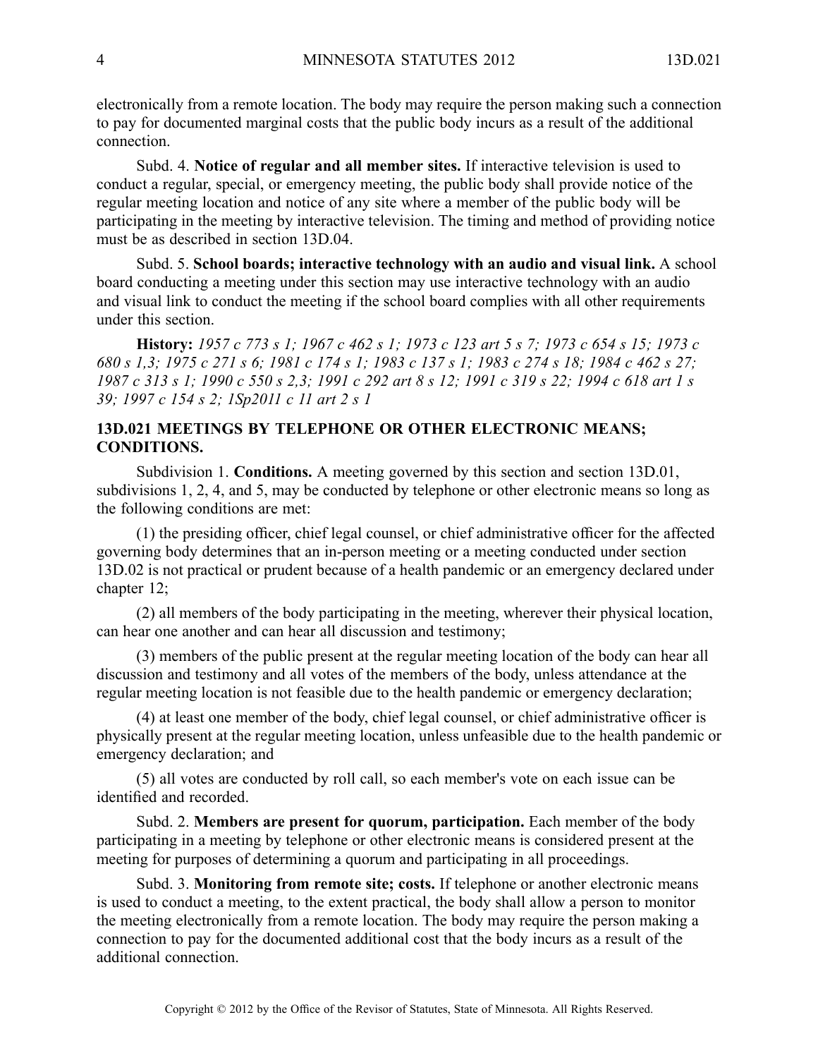electronically from a remote location. The body may require the person making such a connection to pay for documented marginal costs that the public body incurs as a result of the additional connection.

Subd. 4. **Notice of regular and all member sites.** If interactive television is used to conduct a regular, special, or emergency meeting, the public body shall provide notice of the regular meeting location and notice of any site where a member of the public body will be participating in the meeting by interactive television. The timing and method of providing notice must be as described in section 13D.04.

Subd. 5. **School boards; interactive technology with an audio and visual link.** A school board conducting a meeting under this section may use interactive technology with an audio and visual link to conduct the meeting if the school board complies with all other requirements under this section.

**History:** *1957 c 773 s 1; 1967 c 462 s 1; 1973 c 123 art 5 s 7; 1973 c 654 s 15; 1973 c 680 s 1,3; 1975 c 271 s 6; 1981 c 174 s 1; 1983 c 137 s 1; 1983 c 274 s 18; 1984 c 462 s 27; 1987 c 313 s 1; 1990 c 550 s 2,3; 1991 c 292 art 8 s 12; 1991 c 319 s 22; 1994 c 618 art 1 s 39; 1997 c 154 s 2; 1Sp2011 c 11 art 2 s 1*

## 13D.021 MEETINGS BY TELEPHONE OR OTHER ELECTRONIC MEANS; CONDITIONS.

Subdivision 1. **Conditions.** A meeting governed by this section and section 13D.01, subdivisions 1, 2, 4, and 5, may be conducted by telephone or other electronic means so long as the following conditions are met:

(1) the presiding officer, chief legal counsel, or chief administrative officer for the affected governing body determines that an in-person meeting or a meeting conducted under section 13D.02 is not practical or prudent because of a health pandemic or an emergency declared under chapter 12;

(2) all members of the body participating in the meeting, wherever their physical location, can hear one another and can hear all discussion and testimony;

(3) members of the public present at the regular meeting location of the body can hear all discussion and testimony and all votes of the members of the body, unless attendance at the regular meeting location is not feasible due to the health pandemic or emergency declaration;

(4) at least one member of the body, chief legal counsel, or chief administrative officer is physically present at the regular meeting location, unless unfeasible due to the health pandemic or emergency declaration; and

(5) all votes are conducted by roll call, so each member's vote on each issue can be identified and recorded.

Subd. 2. **Members are present for quorum, participation.** Each member of the body participating in a meeting by telephone or other electronic means is considered present at the meeting for purposes of determining a quorum and participating in all proceedings.

Subd. 3. **Monitoring from remote site; costs.** If telephone or another electronic means is used to conduct a meeting, to the extent practical, the body shall allow a person to monitor the meeting electronically from a remote location. The body may require the person making a connection to pay for the documented additional cost that the body incurs as a result of the additional connection.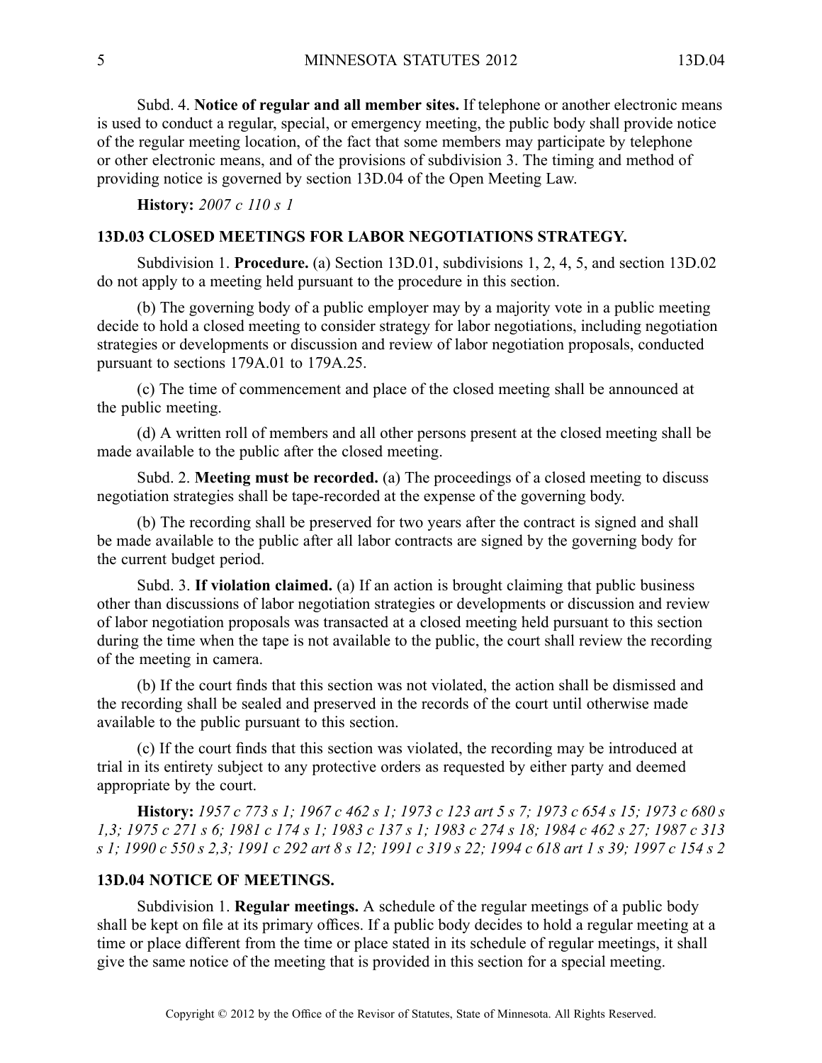Subd. 4. **Notice of regular and all member sites.** If telephone or another electronic means is used to conduct a regular, special, or emergency meeting, the public body shall provide notice of the regular meeting location, of the fact that some members may participate by telephone or other electronic means, and of the provisions of subdivision 3. The timing and method of providing notice is governed by section 13D.04 of the Open Meeting Law.

**History:** *2007 c 110 s 1*

## 13D.03 CLOSED MEETINGS FOR LABOR NEGOTIATIONS STRATEGY.

Subdivision 1. **Procedure.** (a) Section 13D.01, subdivisions 1, 2, 4, 5, and section 13D.02 do not apply to a meeting held pursuant to the procedure in this section.

(b) The governing body of a public employer may by a majority vote in a public meeting decide to hold a closed meeting to consider strategy for labor negotiations, including negotiation strategies or developments or discussion and review of labor negotiation proposals, conducted pursuant to sections 179A.01 to 179A.25.

(c) The time of commencement and place of the closed meeting shall be announced at the public meeting.

(d) A written roll of members and all other persons present at the closed meeting shall be made available to the public after the closed meeting.

Subd. 2. **Meeting must be recorded.** (a) The proceedings of a closed meeting to discuss negotiation strategies shall be tape-recorded at the expense of the governing body.

(b) The recording shall be preserved for two years after the contract is signed and shall be made available to the public after all labor contracts are signed by the governing body for the current budget period.

Subd. 3. **If violation claimed.** (a) If an action is brought claiming that public business other than discussions of labor negotiation strategies or developments or discussion and review of labor negotiation proposals was transacted at a closed meeting held pursuant to this section during the time when the tape is not available to the public, the court shall review the recording of the meeting in camera.

(b) If the court finds that this section was not violated, the action shall be dismissed and the recording shall be sealed and preserved in the records of the court until otherwise made available to the public pursuant to this section.

(c) If the court finds that this section was violated, the recording may be introduced at trial in its entirety subject to any protective orders as requested by either party and deemed appropriate by the court.

**History:** *1957 c 773 s 1; 1967 c 462 s 1; 1973 c 123 art 5 s 7; 1973 c 654 s 15; 1973 c 680 s 1,3; 1975 c 271 s 6; 1981 c 174 s 1; 1983 c 137 s 1; 1983 c 274 s 18; 1984 c 462 s 27; 1987 c 313 s 1; 1990 c 550 s 2,3; 1991 c 292 art 8 s 12; 1991 c 319 s 22; 1994 c 618 art 1 s 39; 1997 c 154 s 2*

## 13D.04 NOTICE OF MEETINGS.

Subdivision 1. **Regular meetings.** A schedule of the regular meetings of a public body shall be kept on file at its primary offices. If a public body decides to hold a regular meeting at a time or place different from the time or place stated in its schedule of regular meetings, it shall give the same notice of the meeting that is provided in this section for a special meeting.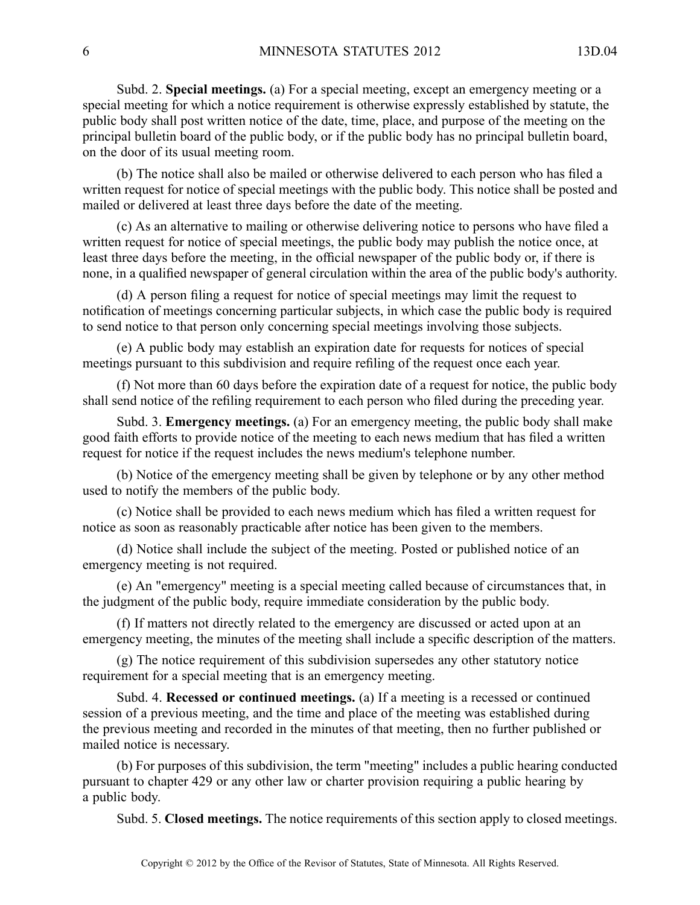Subd. 2. **Special meetings.** (a) For a special meeting, except an emergency meeting or a special meeting for which a notice requirement is otherwise expressly established by statute, the public body shall post written notice of the date, time, place, and purpose of the meeting on the principal bulletin board of the public body, or if the public body has no principal bulletin board, on the door of its usual meeting room.

(b) The notice shall also be mailed or otherwise delivered to each person who has filed a written request for notice of special meetings with the public body. This notice shall be posted and mailed or delivered at least three days before the date of the meeting.

(c) As an alternative to mailing or otherwise delivering notice to persons who have filed a written request for notice of special meetings, the public body may publish the notice once, at least three days before the meeting, in the official newspaper of the public body or, if there is none, in a qualified newspaper of general circulation within the area of the public body's authority.

(d) A person filing a request for notice of special meetings may limit the request to notification of meetings concerning particular subjects, in which case the public body is required to send notice to that person only concerning special meetings involving those subjects.

(e) A public body may establish an expiration date for requests for notices of special meetings pursuant to this subdivision and require refiling of the request once each year.

(f) Not more than 60 days before the expiration date of a request for notice, the public body shall send notice of the refiling requirement to each person who filed during the preceding year.

Subd. 3. **Emergency meetings.** (a) For an emergency meeting, the public body shall make good faith efforts to provide notice of the meeting to each news medium that has filed a written request for notice if the request includes the news medium's telephone number.

(b) Notice of the emergency meeting shall be given by telephone or by any other method used to notify the members of the public body.

(c) Notice shall be provided to each news medium which has filed a written request for notice as soon as reasonably practicable after notice has been given to the members.

(d) Notice shall include the subject of the meeting. Posted or published notice of an emergency meeting is not required.

(e) An "emergency" meeting is a special meeting called because of circumstances that, in the judgment of the public body, require immediate consideration by the public body.

(f) If matters not directly related to the emergency are discussed or acted upon at an emergency meeting, the minutes of the meeting shall include a specific description of the matters.

(g) The notice requirement of this subdivision supersedes any other statutory notice requirement for a special meeting that is an emergency meeting.

Subd. 4. **Recessed or continued meetings.** (a) If a meeting is a recessed or continued session of a previous meeting, and the time and place of the meeting was established during the previous meeting and recorded in the minutes of that meeting, then no further published or mailed notice is necessary.

(b) For purposes of this subdivision, the term "meeting" includes a public hearing conducted pursuant to chapter 429 or any other law or charter provision requiring a public hearing by a public body.

Subd. 5. **Closed meetings.** The notice requirements of this section apply to closed meetings.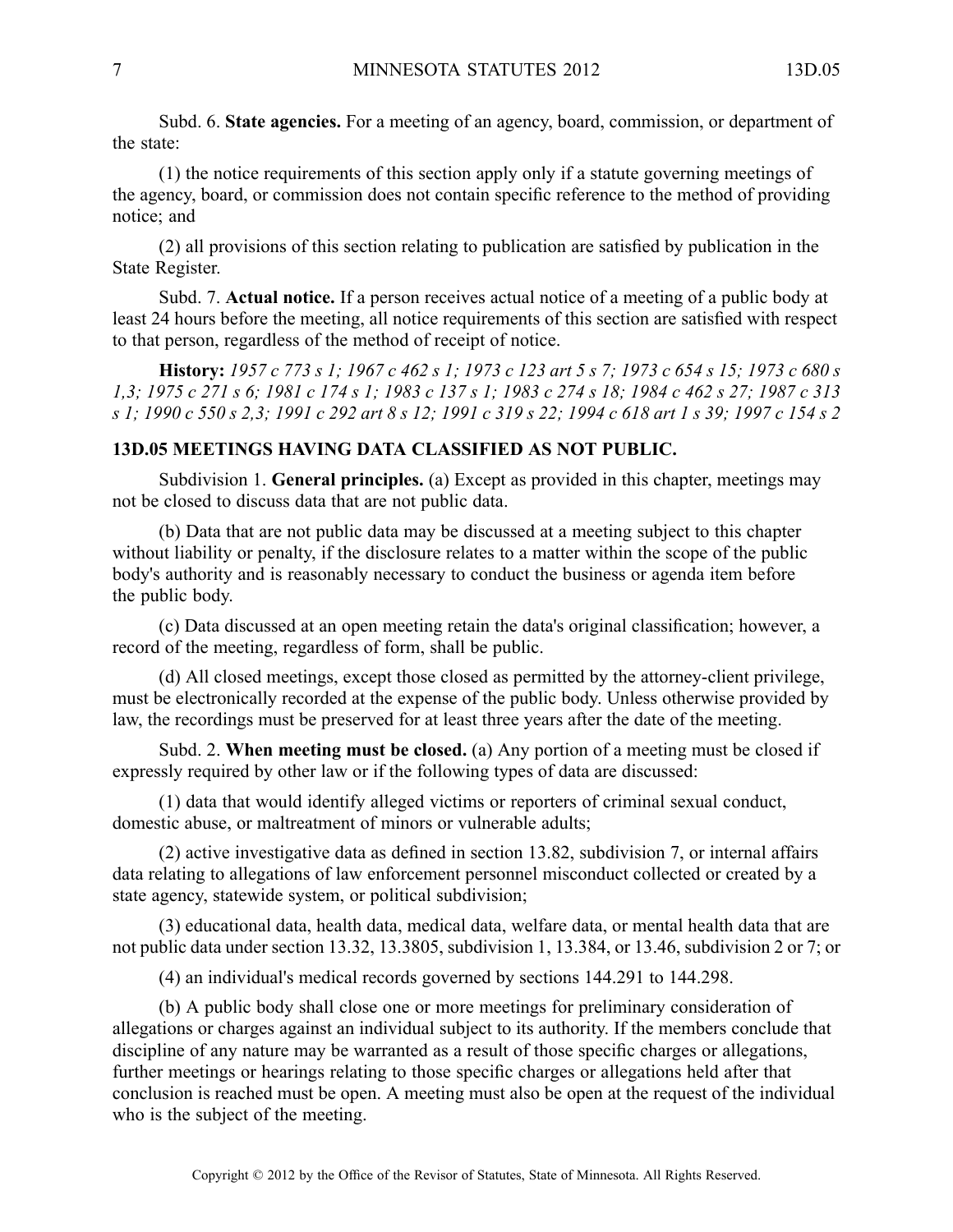Subd. 6. **State agencies.** For a meeting of an agency, board, commission, or department of the state:

(1) the notice requirements of this section apply only if a statute governing meetings of the agency, board, or commission does not contain specific reference to the method of providing notice; and

(2) all provisions of this section relating to publication are satisfied by publication in the State Register.

Subd. 7. **Actual notice.** If a person receives actual notice of a meeting of a public body at least 24 hours before the meeting, all notice requirements of this section are satisfied with respect to that person, regardless of the method of receipt of notice.

**History:** *1957 c 773 s 1; 1967 c 462 s 1; 1973 c 123 art 5 s 7; 1973 c 654 s 15; 1973 c 680 s 1,3; 1975 c 271 s 6; 1981 c 174 s 1; 1983 c 137 s 1; 1983 c 274 s 18; 1984 c 462 s 27; 1987 c 313 s 1; 1990 c 550 s 2,3; 1991 c 292 art 8 s 12; 1991 c 319 s 22; 1994 c 618 art 1 s 39; 1997 c 154 s 2*

## 13D.05 MEETINGS HAVING DATA CLASSIFIED AS NOT PUBLIC.

Subdivision 1. **General principles.** (a) Except as provided in this chapter, meetings may not be closed to discuss data that are not public data.

(b) Data that are not public data may be discussed at a meeting subject to this chapter without liability or penalty, if the disclosure relates to a matter within the scope of the public body's authority and is reasonably necessary to conduct the business or agenda item before the public body.

(c) Data discussed at an open meeting retain the data's original classification; however, a record of the meeting, regardless of form, shall be public.

(d) All closed meetings, except those closed as permitted by the attorney-client privilege, must be electronically recorded at the expense of the public body. Unless otherwise provided by law, the recordings must be preserved for at least three years after the date of the meeting.

Subd. 2. **When meeting must be closed.** (a) Any portion of a meeting must be closed if expressly required by other law or if the following types of data are discussed:

(1) data that would identify alleged victims or reporters of criminal sexual conduct, domestic abuse, or maltreatment of minors or vulnerable adults;

(2) active investigative data as defined in section 13.82, subdivision 7, or internal affairs data relating to allegations of law enforcement personnel misconduct collected or created by a state agency, statewide system, or political subdivision;

(3) educational data, health data, medical data, welfare data, or mental health data that are not public data under section 13.32, 13.3805, subdivision 1, 13.384, or 13.46, subdivision 2 or 7; or

(4) an individual's medical records governed by sections 144.291 to 144.298.

(b) A public body shall close one or more meetings for preliminary consideration of allegations or charges against an individual subject to its authority. If the members conclude that discipline of any nature may be warranted as a result of those specific charges or allegations, further meetings or hearings relating to those specific charges or allegations held after that conclusion is reached must be open. A meeting must also be open at the request of the individual who is the subject of the meeting.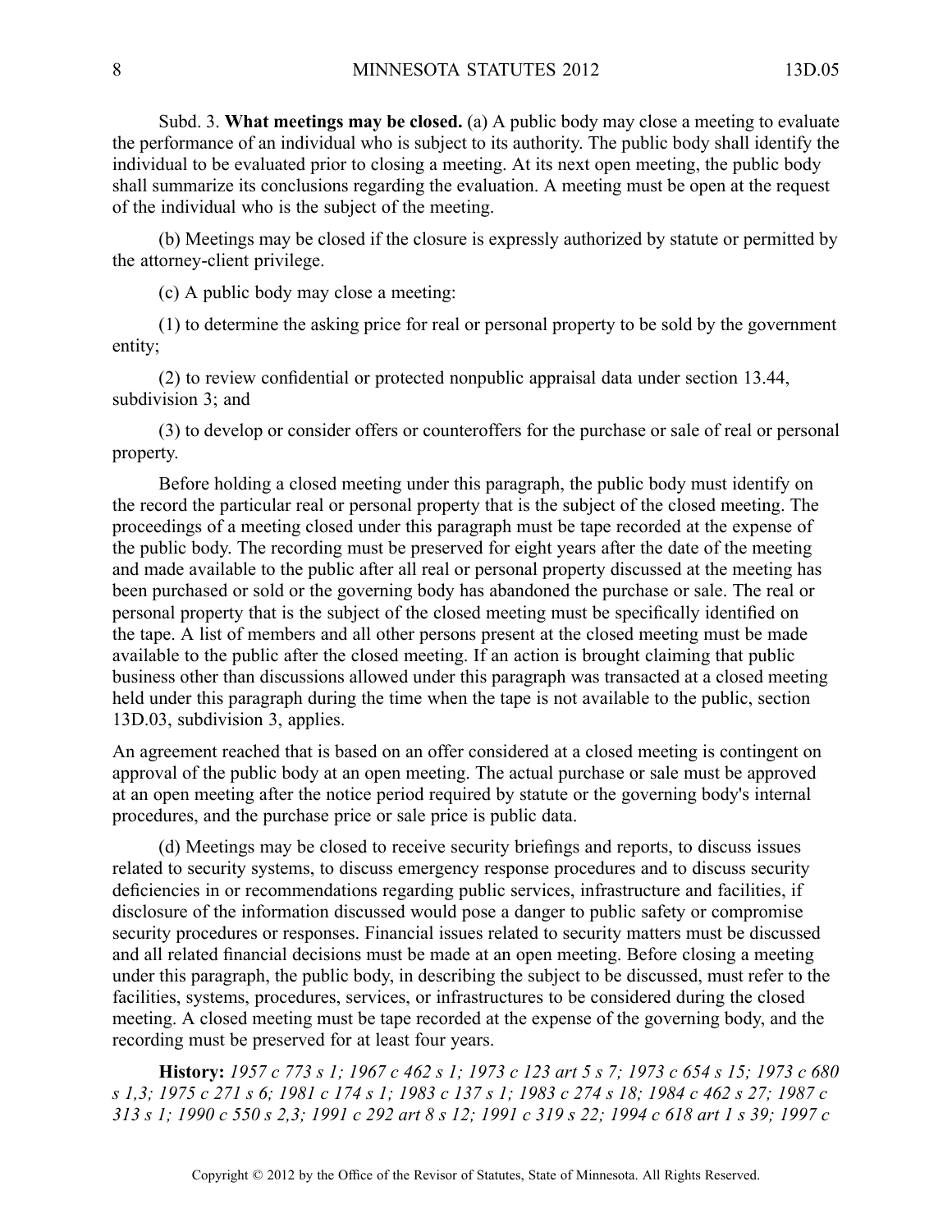Subd. 3. **What meetings may be closed.** (a) A public body may close a meeting to evaluate the performance of an individual who is subject to its authority. The public body shall identify the individual to be evaluated prior to closing a meeting. At its next open meeting, the public body shall summarize its conclusions regarding the evaluation. A meeting must be open at the request of the individual who is the subject of the meeting.

(b) Meetings may be closed if the closure is expressly authorized by statute or permitted by the attorney-client privilege.

(c) A public body may close a meeting:

(1) to determine the asking price for real or personal property to be sold by the government entity;

(2) to review confidential or protected nonpublic appraisal data under section 13.44, subdivision 3; and

(3) to develop or consider offers or counteroffers for the purchase or sale of real or personal property.

Before holding a closed meeting under this paragraph, the public body must identify on the record the particular real or personal property that is the subject of the closed meeting. The proceedings of a meeting closed under this paragraph must be tape recorded at the expense of the public body. The recording must be preserved for eight years after the date of the meeting and made available to the public after all real or personal property discussed at the meeting has been purchased or sold or the governing body has abandoned the purchase or sale. The real or personal property that is the subject of the closed meeting must be specifically identified on the tape. A list of members and all other persons present at the closed meeting must be made available to the public after the closed meeting. If an action is brought claiming that public business other than discussions allowed under this paragraph was transacted at a closed meeting held under this paragraph during the time when the tape is not available to the public, section 13D.03, subdivision 3, applies.

An agreement reached that is based on an offer considered at a closed meeting is contingent on approval of the public body at an open meeting. The actual purchase or sale must be approved at an open meeting after the notice period required by statute or the governing body's internal procedures, and the purchase price or sale price is public data.

(d) Meetings may be closed to receive security briefings and reports, to discuss issues related to security systems, to discuss emergency response procedures and to discuss security deficiencies in or recommendations regarding public services, infrastructure and facilities, if disclosure of the information discussed would pose a danger to public safety or compromise security procedures or responses. Financial issues related to security matters must be discussed and all related financial decisions must be made at an open meeting. Before closing a meeting under this paragraph, the public body, in describing the subject to be discussed, must refer to the facilities, systems, procedures, services, or infrastructures to be considered during the closed meeting. A closed meeting must be tape recorded at the expense of the governing body, and the recording must be preserved for at least four years.

**History:** *1957 c 773 s 1; 1967 c 462 s 1; 1973 c 123 art 5 s 7; 1973 c 654 s 15; 1973 c 680 s 1,3; 1975 c 271 s 6; 1981 c 174 s 1; 1983 c 137 s 1; 1983 c 274 s 18; 1984 c 462 s 27; 1987 c 313 s 1; 1990 c 550 s 2,3; 1991 c 292 art 8 s 12; 1991 c 319 s 22; 1994 c 618 art 1 s 39; 1997 c*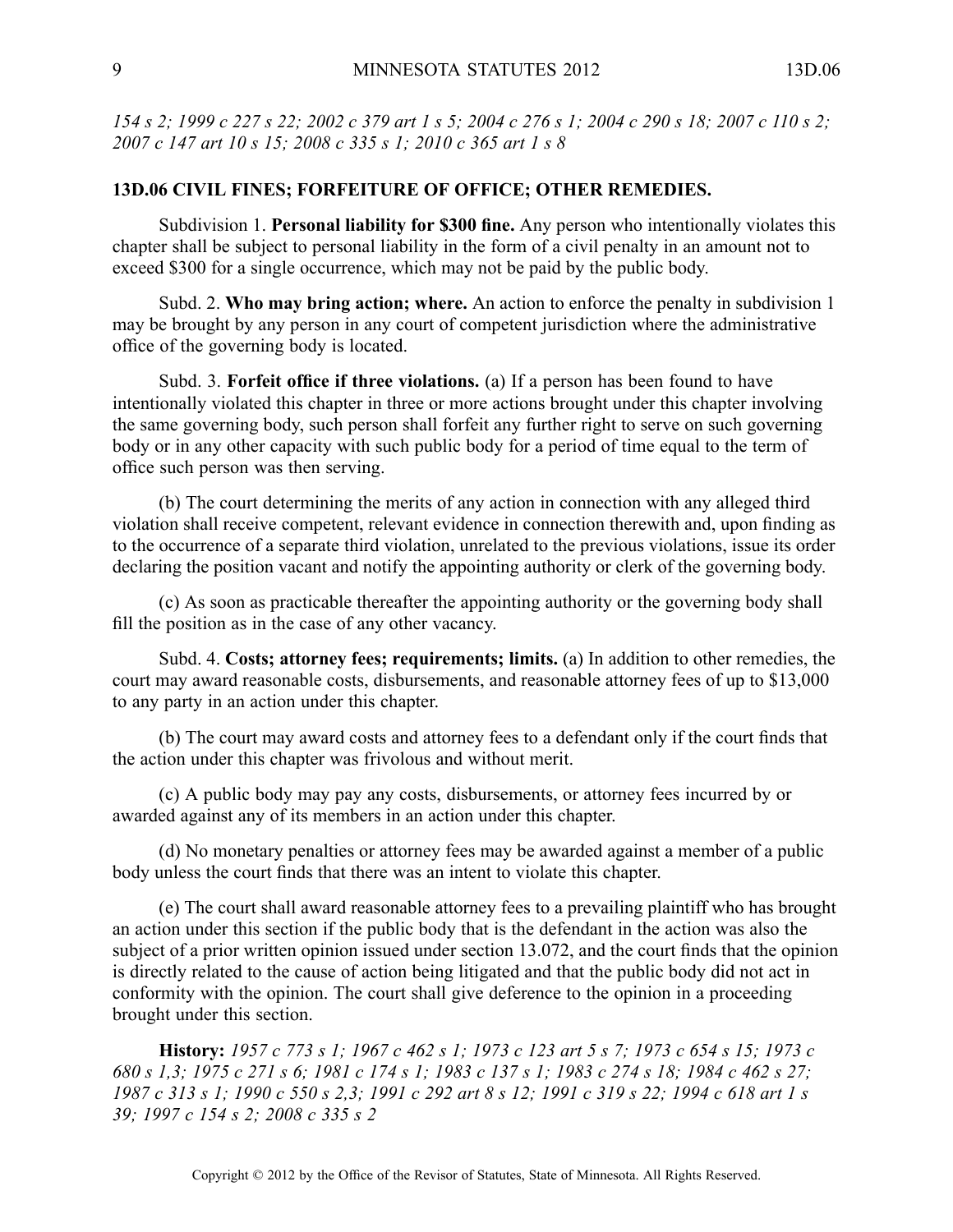*154 s 2; 1999 c 227 s 22; 2002 c 379 art 1 s 5; 2004 c 276 s 1; 2004 c 290 s 18; 2007 c 110 s 2; 2007 c 147 art 10 s 15; 2008 c 335 s 1; 2010 c 365 art 1 s 8*

## 13D.06 CIVIL FINES; FORFEITURE OF OFFICE; OTHER REMEDIES.

Subdivision 1. **Personal liability for $300 fine.** Any person who intentionally violates this chapter shall be subject to personal liability in the form of a civil penalty in an amount not to exceed $300 for a single occurrence, which may not be paid by the public body.

Subd. 2. **Who may bring action; where.** An action to enforce the penalty in subdivision 1 may be brought by any person in any court of competent jurisdiction where the administrative office of the governing body is located.

Subd. 3. **Forfeit office if three violations.** (a) If a person has been found to have intentionally violated this chapter in three or more actions brought under this chapter involving the same governing body, such person shall forfeit any further right to serve on such governing body or in any other capacity with such public body for a period of time equal to the term of office such person was then serving.

(b) The court determining the merits of any action in connection with any alleged third violation shall receive competent, relevant evidence in connection therewith and, upon finding as to the occurrence of a separate third violation, unrelated to the previous violations, issue its order declaring the position vacant and notify the appointing authority or clerk of the governing body.

(c) As soon as practicable thereafter the appointing authority or the governing body shall fill the position as in the case of any other vacancy.

Subd. 4. **Costs; attorney fees; requirements; limits.** (a) In addition to other remedies, the court may award reasonable costs, disbursements, and reasonable attorney fees of up to $13,000 to any party in an action under this chapter.

(b) The court may award costs and attorney fees to a defendant only if the court finds that the action under this chapter was frivolous and without merit.

(c) A public body may pay any costs, disbursements, or attorney fees incurred by or awarded against any of its members in an action under this chapter.

(d) No monetary penalties or attorney fees may be awarded against a member of a public body unless the court finds that there was an intent to violate this chapter.

(e) The court shall award reasonable attorney fees to a prevailing plaintiff who has brought an action under this section if the public body that is the defendant in the action was also the subject of a prior written opinion issued under section 13.072, and the court finds that the opinion is directly related to the cause of action being litigated and that the public body did not act in conformity with the opinion. The court shall give deference to the opinion in a proceeding brought under this section.

**History:** *1957 c 773 s 1; 1967 c 462 s 1; 1973 c 123 art 5 s 7; 1973 c 654 s 15; 1973 c 680 s 1,3; 1975 c 271 s 6; 1981 c 174 s 1; 1983 c 137 s 1; 1983 c 274 s 18; 1984 c 462 s 27; 1987 c 313 s 1; 1990 c 550 s 2,3; 1991 c 292 art 8 s 12; 1991 c 319 s 22; 1994 c 618 art 1 s 39; 1997 c 154 s 2; 2008 c 335 s 2*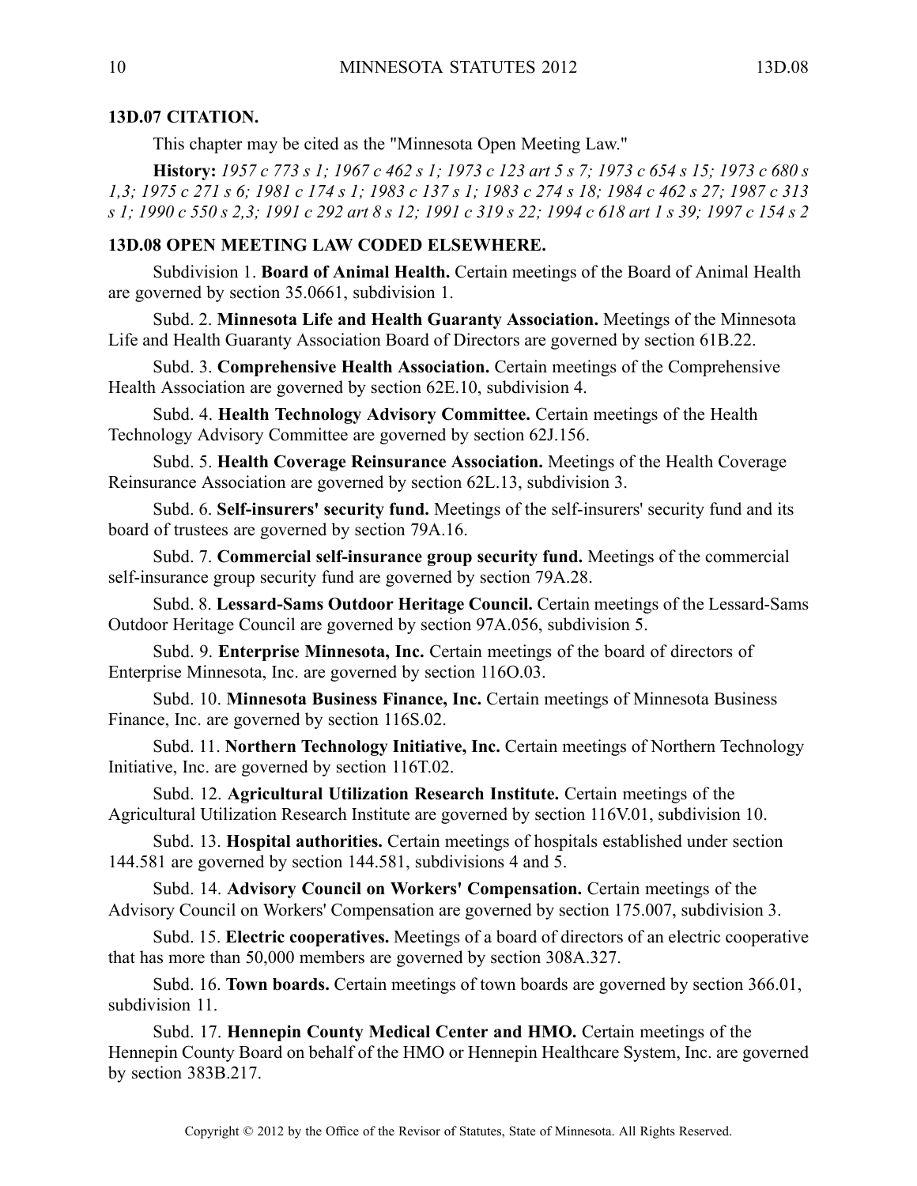**13D.07 CITATION.**

This chapter may be cited as the "Minnesota Open Meeting Law."

**History:** *1957 c 773 s 1; 1967 c 462 s 1; 1973 c 123 art 5 s 7; 1973 c 654 s 15; 1973 c 680 s 1,3; 1975 c 271 s 6; 1981 c 174 s 1; 1983 c 137 s 1; 1983 c 274 s 18; 1984 c 462 s 27; 1987 c 313 s 1; 1990 c 550 s 2,3; 1991 c 292 art 8 s 12; 1991 c 319 s 22; 1994 c 618 art 1 s 39; 1997 c 154 s 2*

**13D.08 OPEN MEETING LAW CODED ELSEWHERE.**

Subdivision 1. **Board of Animal Health.** Certain meetings of the Board of Animal Health are governed by section 35.0661, subdivision 1.

Subd. 2. **Minnesota Life and Health Guaranty Association.** Meetings of the Minnesota Life and Health Guaranty Association Board of Directors are governed by section 61B.22.

Subd. 3. **Comprehensive Health Association.** Certain meetings of the Comprehensive Health Association are governed by section 62E.10, subdivision 4.

Subd. 4. **Health Technology Advisory Committee.** Certain meetings of the Health Technology Advisory Committee are governed by section 62J.156.

Subd. 5. **Health Coverage Reinsurance Association.** Meetings of the Health Coverage Reinsurance Association are governed by section 62L.13, subdivision 3.

Subd. 6. **Self-insurers' security fund.** Meetings of the self-insurers' security fund and its board of trustees are governed by section 79A.16.

Subd. 7. **Commercial self-insurance group security fund.** Meetings of the commercial self-insurance group security fund are governed by section 79A.28.

Subd. 8. **Lessard-Sams Outdoor Heritage Council.** Certain meetings of the Lessard-Sams Outdoor Heritage Council are governed by section 97A.056, subdivision 5.

Subd. 9. **Enterprise Minnesota, Inc.** Certain meetings of the board of directors of Enterprise Minnesota, Inc. are governed by section 116O.03.

Subd. 10. **Minnesota Business Finance, Inc.** Certain meetings of Minnesota Business Finance, Inc. are governed by section 116S.02.

Subd. 11. **Northern Technology Initiative, Inc.** Certain meetings of Northern Technology Initiative, Inc. are governed by section 116T.02.

Subd. 12. **Agricultural Utilization Research Institute.** Certain meetings of the Agricultural Utilization Research Institute are governed by section 116V.01, subdivision 10.

Subd. 13. **Hospital authorities.** Certain meetings of hospitals established under section 144.581 are governed by section 144.581, subdivisions 4 and 5.

Subd. 14. **Advisory Council on Workers' Compensation.** Certain meetings of the Advisory Council on Workers' Compensation are governed by section 175.007, subdivision 3.

Subd. 15. **Electric cooperatives.** Meetings of a board of directors of an electric cooperative that has more than 50,000 members are governed by section 308A.327.

Subd. 16. **Town boards.** Certain meetings of town boards are governed by section 366.01, subdivision 11.

Subd. 17. **Hennepin County Medical Center and HMO.** Certain meetings of the Hennepin County Board on behalf of the HMO or Hennepin Healthcare System, Inc. are governed by section 383B.217.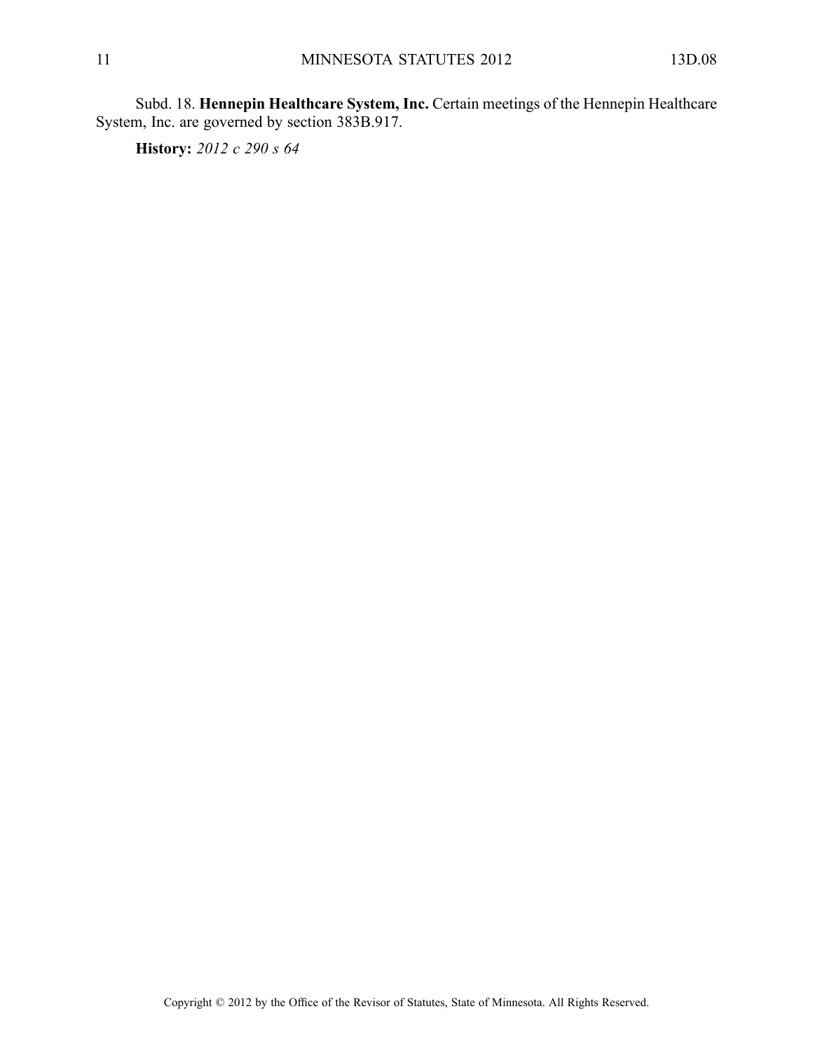Subd. 18. **Hennepin Healthcare System, Inc.** Certain meetings of the Hennepin Healthcare System, Inc. are governed by section 383B.917.

**History:** *2012 c 290 s 64*